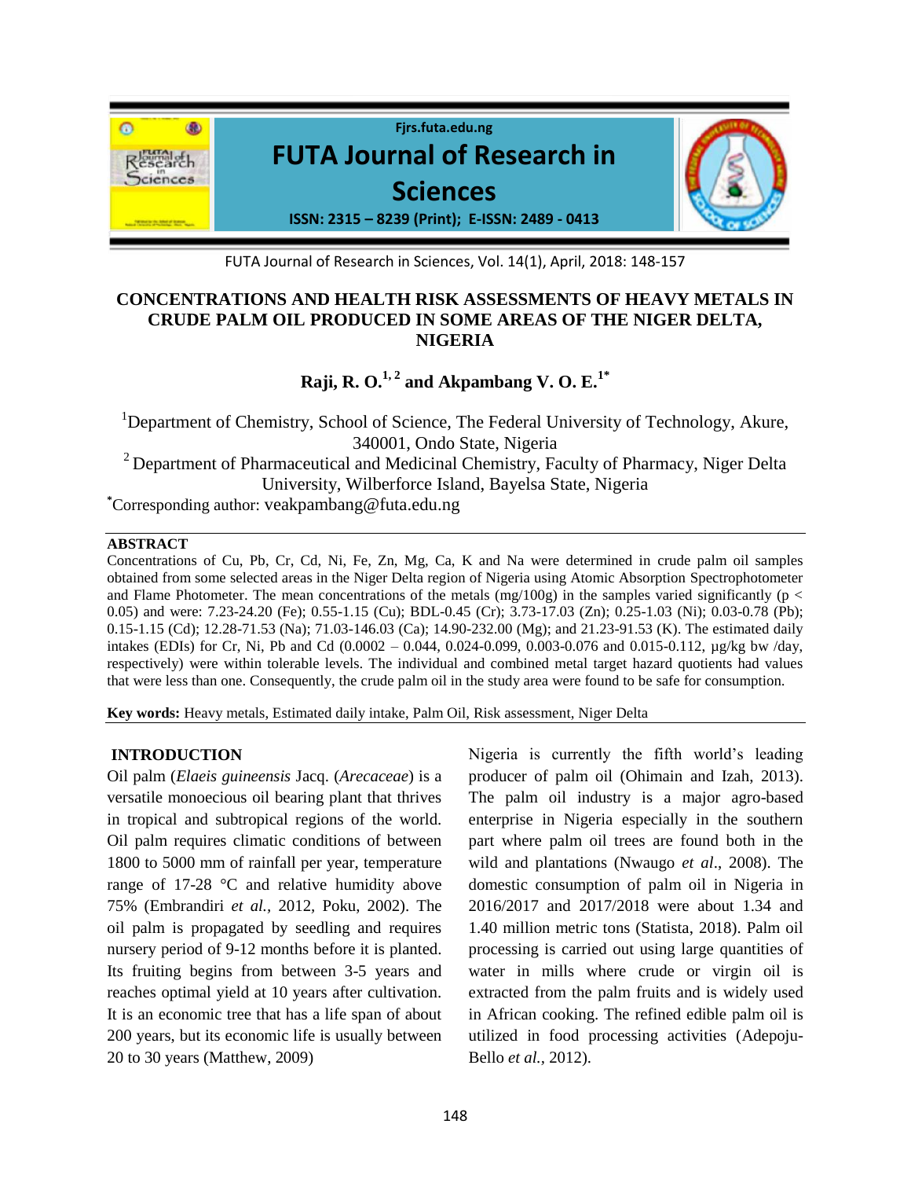# CONCENTRATIONS AND HEALTH RISK ASSESSMENTS OF HEAVY METALS IN CRUDE PALM OIL PRODUCED IN SOME AREAS OF THE NIGER DELTA, NIGERIA

**Raji, R. O.[1, 2] and Akpambang V. O. E.[1*]**

[1]Department of Chemistry, School of Science, The Federal University of Technology, Akure, 340001, Ondo State, Nigeria

[2] Department of Pharmaceutical and Medicinal Chemistry, Faculty of Pharmacy, Niger Delta University, Wilberforce Island, Bayelsa State, Nigeria

[*]Corresponding author: veakpambang@futa.edu.ng

## ABSTRACT

Concentrations of Cu, Pb, Cr, Cd, Ni, Fe, Zn, Mg, Ca, K and Na were determined in crude palm oil samples obtained from some selected areas in the Niger Delta region of Nigeria using Atomic Absorption Spectrophotometer and Flame Photometer. The mean concentrations of the metals (mg/100g) in the samples varied significantly ($p < 0.05$) and were: 7.23-24.20 (Fe); 0.55-1.15 (Cu); BDL-0.45 (Cr); 3.73-17.03 (Zn); 0.25-1.03 (Ni); 0.03-0.78 (Pb); 0.15-1.15 (Cd); 12.28-71.53 (Na); 71.03-146.03 (Ca); 14.90-232.00 (Mg); and 21.23-91.53 (K). The estimated daily intakes (EDIs) for Cr, Ni, Pb and Cd (0.0002 – 0.044, 0.024-0.099, 0.003-0.076 and 0.015-0.112, µg/kg bw /day, respectively) were within tolerable levels. The individual and combined metal target hazard quotients had values that were less than one. Consequently, the crude palm oil in the study area were found to be safe for consumption.

**Key words:** Heavy metals, Estimated daily intake, Palm Oil, Risk assessment, Niger Delta

## INTRODUCTION

Oil palm (*Elaeis guineensis* Jacq. (*Arecaceae*) is a versatile monoecious oil bearing plant that thrives in tropical and subtropical regions of the world. Oil palm requires climatic conditions of between 1800 to 5000 mm of rainfall per year, temperature range of 17-28 °C and relative humidity above 75% (Embrandiri *et al.*, 2012, Poku, 2002). The oil palm is propagated by seedling and requires nursery period of 9-12 months before it is planted. Its fruiting begins from between 3-5 years and reaches optimal yield at 10 years after cultivation. It is an economic tree that has a life span of about 200 years, but its economic life is usually between 20 to 30 years (Matthew, 2009)

Nigeria is currently the fifth world's leading producer of palm oil (Ohimain and Izah, 2013). The palm oil industry is a major agro-based enterprise in Nigeria especially in the southern part where palm oil trees are found both in the wild and plantations (Nwaugo *et al*., 2008). The domestic consumption of palm oil in Nigeria in 2016/2017 and 2017/2018 were about 1.34 and 1.40 million metric tons (Statista, 2018). Palm oil processing is carried out using large quantities of water in mills where crude or virgin oil is extracted from the palm fruits and is widely used in African cooking. The refined edible palm oil is utilized in food processing activities (Adepoju-Bello *et al.*, 2012).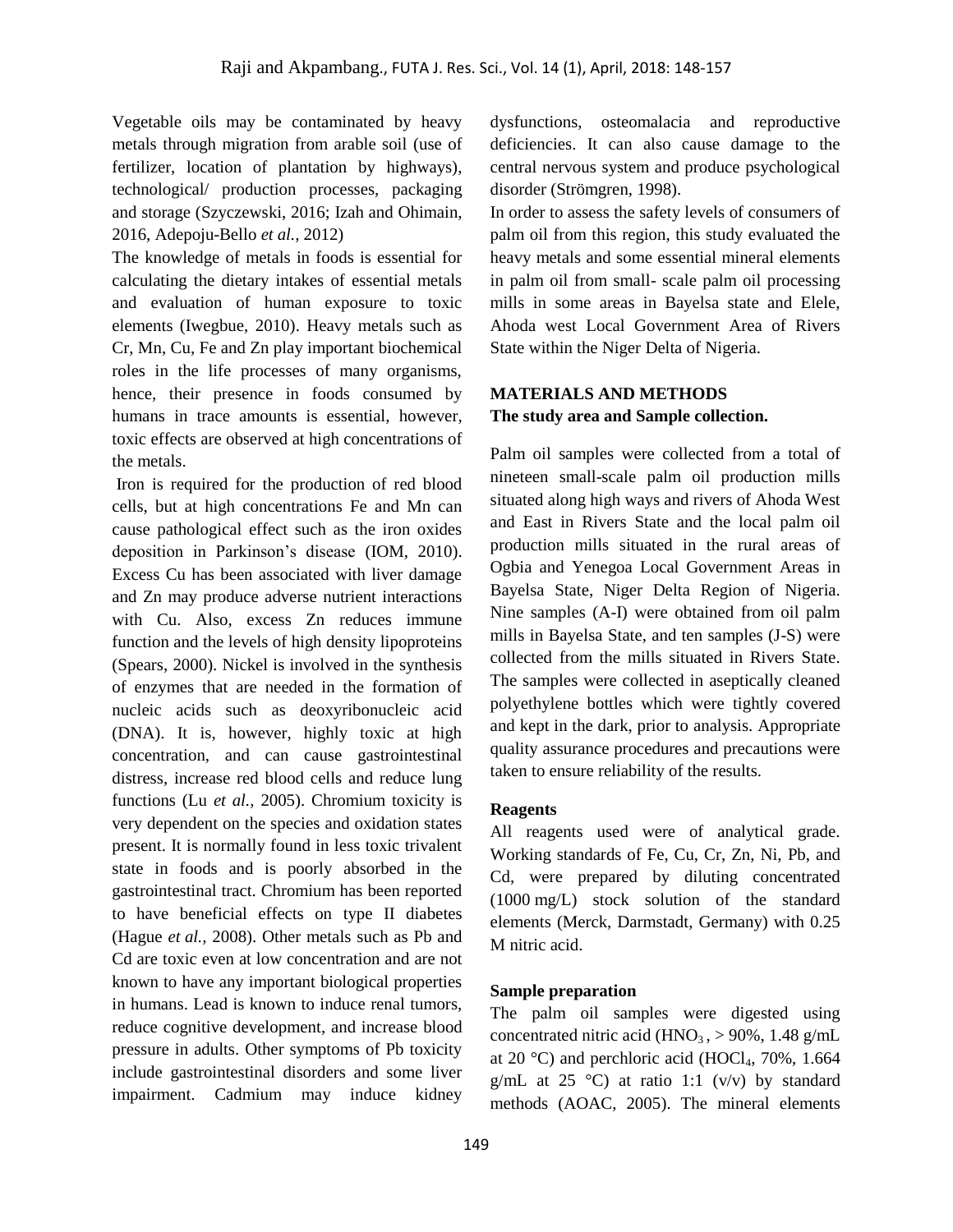Vegetable oils may be contaminated by heavy metals through migration from arable soil (use of fertilizer, location of plantation by highways), technological/ production processes, packaging and storage (Szyczewski, 2016; Izah and Ohimain, 2016, Adepoju-Bello *et al.,* 2012)

The knowledge of metals in foods is essential for calculating the dietary intakes of essential metals and evaluation of human exposure to toxic elements (Iwegbue, 2010). Heavy metals such as Cr, Mn, Cu, Fe and Zn play important biochemical roles in the life processes of many organisms, hence, their presence in foods consumed by humans in trace amounts is essential, however, toxic effects are observed at high concentrations of the metals.

Iron is required for the production of red blood cells, but at high concentrations Fe and Mn can cause pathological effect such as the iron oxides deposition in Parkinson's disease (IOM, 2010). Excess Cu has been associated with liver damage and Zn may produce adverse nutrient interactions with Cu. Also, excess Zn reduces immune function and the levels of high density lipoproteins (Spears, 2000). Nickel is involved in the synthesis of enzymes that are needed in the formation of nucleic acids such as deoxyribonucleic acid (DNA). It is, however, highly toxic at high concentration, and can cause gastrointestinal distress, increase red blood cells and reduce lung functions (Lu *et al.,* 2005). Chromium toxicity is very dependent on the species and oxidation states present. It is normally found in less toxic trivalent state in foods and is poorly absorbed in the gastrointestinal tract. Chromium has been reported to have beneficial effects on type II diabetes (Hague *et al.,* 2008). Other metals such as Pb and Cd are toxic even at low concentration and are not known to have any important biological properties in humans. Lead is known to induce renal tumors, reduce cognitive development, and increase blood pressure in adults. Other symptoms of Pb toxicity include gastrointestinal disorders and some liver impairment. Cadmium may induce kidney dysfunctions, osteomalacia and reproductive deficiencies. It can also cause damage to the central nervous system and produce psychological disorder (Strömgren, 1998).

In order to assess the safety levels of consumers of palm oil from this region, this study evaluated the heavy metals and some essential mineral elements in palm oil from small- scale palm oil processing mills in some areas in Bayelsa state and Elele, Ahoda west Local Government Area of Rivers State within the Niger Delta of Nigeria.

## MATERIALS AND METHODS

### The study area and Sample collection.

Palm oil samples were collected from a total of nineteen small-scale palm oil production mills situated along high ways and rivers of Ahoda West and East in Rivers State and the local palm oil production mills situated in the rural areas of Ogbia and Yenegoa Local Government Areas in Bayelsa State, Niger Delta Region of Nigeria. Nine samples (A-I) were obtained from oil palm mills in Bayelsa State, and ten samples (J-S) were collected from the mills situated in Rivers State. The samples were collected in aseptically cleaned polyethylene bottles which were tightly covered and kept in the dark, prior to analysis. Appropriate quality assurance procedures and precautions were taken to ensure reliability of the results.

### Reagents

All reagents used were of analytical grade. Working standards of Fe, Cu, Cr, Zn, Ni, Pb, and Cd, were prepared by diluting concentrated (1000 mg/L) stock solution of the standard elements (Merck, Darmstadt, Germany) with 0.25 M nitric acid.

### Sample preparation

The palm oil samples were digested using concentrated nitric acid ($HNO_3$ , > 90%, 1.48 g/mL at 20 °C) and perchloric acid ($HOCl_4$, 70%, 1.664 g/mL at 25 °C) at ratio 1:1 (v/v) by standard methods (AOAC, 2005). The mineral elements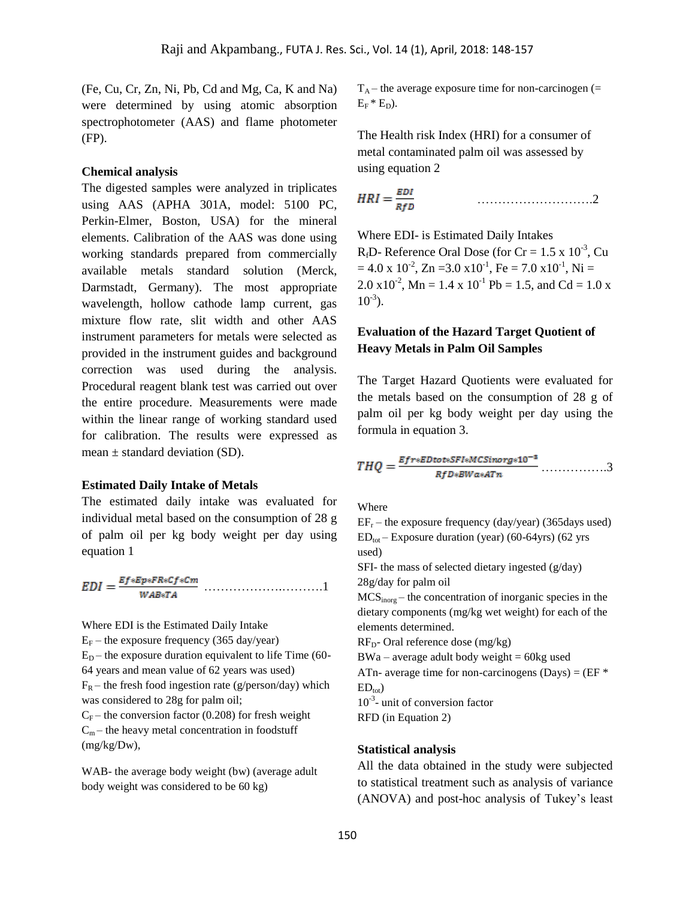(Fe, Cu, Cr, Zn, Ni, Pb, Cd and Mg, Ca, K and Na) were determined by using atomic absorption spectrophotometer (AAS) and flame photometer (FP).

### Chemical analysis

The digested samples were analyzed in triplicates using AAS (APHA 301A, model: 5100 PC, Perkin-Elmer, Boston, USA) for the mineral elements. Calibration of the AAS was done using working standards prepared from commercially available metals standard solution (Merck, Darmstadt, Germany). The most appropriate wavelength, hollow cathode lamp current, gas mixture flow rate, slit width and other AAS instrument parameters for metals were selected as provided in the instrument guides and background correction was used during the analysis. Procedural reagent blank test was carried out over the entire procedure. Measurements were made within the linear range of working standard used for calibration. The results were expressed as mean ± standard deviation (SD).

### Estimated Daily Intake of Metals

The estimated daily intake was evaluated for individual metal based on the consumption of 28 g of palm oil per kg body weight per day using equation 1

$$EDI = \frac{Ef*Ep*FR*Cf*Cm}{WAB*TA} \quad \ldots\ldots\ldots\ldots\ldots\ldots\ldots\ldots 1$$

Where EDI is the Estimated Daily Intake

$E_F$ – the exposure frequency (365 day/year)

$E_D$ – the exposure duration equivalent to life Time (60-64 years and mean value of 62 years was used)

$F_R$ – the fresh food ingestion rate (g/person/day) which was considered to 28g for palm oil;

$C_F$ – the conversion factor (0.208) for fresh weight

$C_m$ – the heavy metal concentration in foodstuff (mg/kg/Dw),

WAB- the average body weight (bw) (average adult body weight was considered to be 60 kg)

$T_A$ – the average exposure time for non-carcinogen (= $E_F * E_D$).

The Health risk Index (HRI) for a consumer of metal contaminated palm oil was assessed by using equation 2

$$HRI = \frac{EDI}{RfD} \quad \ldots\ldots\ldots\ldots\ldots\ldots\ldots\ldots 2$$

Where EDI- is Estimated Daily Intakes

$R_fD$- Reference Oral Dose (for Cr = $1.5 \times 10^{-3}$, Cu = $4.0 \times 10^{-2}$, Zn = $3.0 \times 10^{-1}$, Fe = $7.0 \times 10^{-1}$, Ni = $2.0 \times 10^{-2}$, Mn = $1.4 \times 10^{-1}$ Pb = 1.5, and Cd = $1.0 \times 10^{-3}$).

### Evaluation of the Hazard Target Quotient of Heavy Metals in Palm Oil Samples

The Target Hazard Quotients were evaluated for the metals based on the consumption of 28 g of palm oil per kg body weight per day using the formula in equation 3.

$$THQ = \frac{Efr*EDtot*SFI*MCSinorg*10^{-3}}{RfD*BWa*ATn} \quad \ldots\ldots\ldots\ldots\ldots 3$$

Where

$EF_r$ – the exposure frequency (day/year) (365days used)

$ED_{tot}$ – Exposure duration (year) (60-64yrs) (62 yrs used)

SFI- the mass of selected dietary ingested (g/day) 28g/day for palm oil

$MCS_{inorg}$ – the concentration of inorganic species in the dietary components (mg/kg wet weight) for each of the elements determined.

$RF_D$- Oral reference dose (mg/kg)

BWa – average adult body weight = 60kg used

ATn- average time for non-carcinogens (Days) = (EF * $ED_{tot}$)

$10^{-3}$- unit of conversion factor

RFD (in Equation 2)

### Statistical analysis

All the data obtained in the study were subjected to statistical treatment such as analysis of variance (ANOVA) and post-hoc analysis of Tukey's least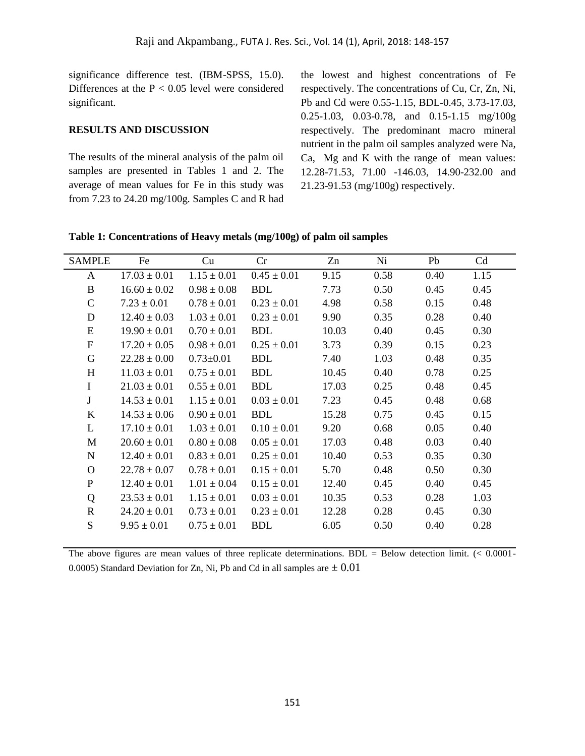significance difference test. (IBM-SPSS, 15.0). Differences at the $P < 0.05$ level were considered significant.

## RESULTS AND DISCUSSION

The results of the mineral analysis of the palm oil samples are presented in Tables 1 and 2. The average of mean values for Fe in this study was from 7.23 to 24.20 mg/100g. Samples C and R had the lowest and highest concentrations of Fe respectively. The concentrations of Cu, Cr, Zn, Ni, Pb and Cd were 0.55-1.15, BDL-0.45, 3.73-17.03, 0.25-1.03, 0.03-0.78, and 0.15-1.15 mg/100g respectively. The predominant macro mineral nutrient in the palm oil samples analyzed were Na, Ca, Mg and K with the range of mean values: 12.28-71.53, 71.00 -146.03, 14.90-232.00 and 21.23-91.53 (mg/100g) respectively.

**Table 1: Concentrations of Heavy metals (mg/100g) of palm oil samples**

| SAMPLE | Fe | Cu | Cr | Zn | Ni | Pb | Cd |
|---|---|---|---|---|---|---|---|
| A | 17.03 ± 0.01 | 1.15 ± 0.01 | 0.45 ± 0.01 | 9.15 | 0.58 | 0.40 | 1.15 |
| B | 16.60 ± 0.02 | 0.98 ± 0.08 | BDL | 7.73 | 0.50 | 0.45 | 0.45 |
| C | 7.23 ± 0.01 | 0.78 ± 0.01 | 0.23 ± 0.01 | 4.98 | 0.58 | 0.15 | 0.48 |
| D | 12.40 ± 0.03 | 1.03 ± 0.01 | 0.23 ± 0.01 | 9.90 | 0.35 | 0.28 | 0.40 |
| E | 19.90 ± 0.01 | 0.70 ± 0.01 | BDL | 10.03 | 0.40 | 0.45 | 0.30 |
| F | 17.20 ± 0.05 | 0.98 ± 0.01 | 0.25 ± 0.01 | 3.73 | 0.39 | 0.15 | 0.23 |
| G | 22.28 ± 0.00 | 0.73±0.01 | BDL | 7.40 | 1.03 | 0.48 | 0.35 |
| H | 11.03 ± 0.01 | 0.75 ± 0.01 | BDL | 10.45 | 0.40 | 0.78 | 0.25 |
| I | 21.03 ± 0.01 | 0.55 ± 0.01 | BDL | 17.03 | 0.25 | 0.48 | 0.45 |
| J | 14.53 ± 0.01 | 1.15 ± 0.01 | 0.03 ± 0.01 | 7.23 | 0.45 | 0.48 | 0.68 |
| K | 14.53 ± 0.06 | 0.90 ± 0.01 | BDL | 15.28 | 0.75 | 0.45 | 0.15 |
| L | 17.10 ± 0.01 | 1.03 ± 0.01 | 0.10 ± 0.01 | 9.20 | 0.68 | 0.05 | 0.40 |
| M | 20.60 ± 0.01 | 0.80 ± 0.08 | 0.05 ± 0.01 | 17.03 | 0.48 | 0.03 | 0.40 |
| N | 12.40 ± 0.01 | 0.83 ± 0.01 | 0.25 ± 0.01 | 10.40 | 0.53 | 0.35 | 0.30 |
| O | 22.78 ± 0.07 | 0.78 ± 0.01 | 0.15 ± 0.01 | 5.70 | 0.48 | 0.50 | 0.30 |
| P | 12.40 ± 0.01 | 1.01 ± 0.04 | 0.15 ± 0.01 | 12.40 | 0.45 | 0.40 | 0.45 |
| Q | 23.53 ± 0.01 | 1.15 ± 0.01 | 0.03 ± 0.01 | 10.35 | 0.53 | 0.28 | 1.03 |
| R | 24.20 ± 0.01 | 0.73 ± 0.01 | 0.23 ± 0.01 | 12.28 | 0.28 | 0.45 | 0.30 |
| S | 9.95 ± 0.01 | 0.75 ± 0.01 | BDL | 6.05 | 0.50 | 0.40 | 0.28 |

The above figures are mean values of three replicate determinations. BDL = Below detection limit. (< 0.0001-0.0005) Standard Deviation for Zn, Ni, Pb and Cd in all samples are ± 0.01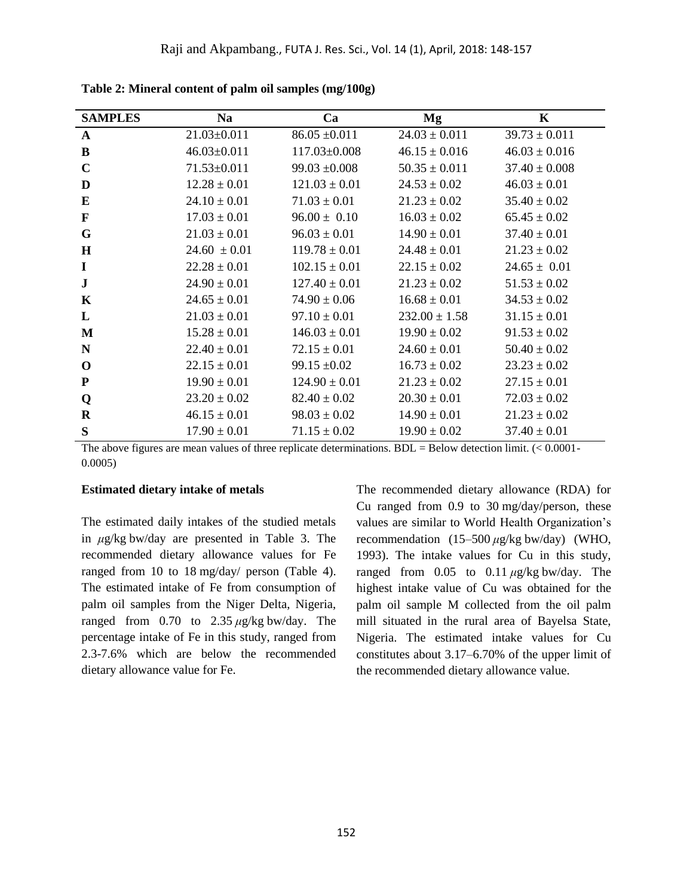**Table 2: Mineral content of palm oil samples (mg/100g)**

| SAMPLES | Na | Ca | Mg | K |
|---|---|---|---|---|
| **A** | 21.03±0.011 | 86.05 ±0.011 | 24.03 ± 0.011 | 39.73 ± 0.011 |
| **B** | 46.03±0.011 | 117.03±0.008 | 46.15 ± 0.016 | 46.03 ± 0.016 |
| **C** | 71.53±0.011 | 99.03 ±0.008 | 50.35 ± 0.011 | 37.40 ± 0.008 |
| **D** | 12.28 ± 0.01 | 121.03 ± 0.01 | 24.53 ± 0.02 | 46.03 ± 0.01 |
| **E** | 24.10 ± 0.01 | 71.03 ± 0.01 | 21.23 ± 0.02 | 35.40 ± 0.02 |
| **F** | 17.03 ± 0.01 | 96.00 ± 0.10 | 16.03 ± 0.02 | 65.45 ± 0.02 |
| **G** | 21.03 ± 0.01 | 96.03 ± 0.01 | 14.90 ± 0.01 | 37.40 ± 0.01 |
| **H** | 24.60 ± 0.01 | 119.78 ± 0.01 | 24.48 ± 0.01 | 21.23 ± 0.02 |
| **I** | 22.28 ± 0.01 | 102.15 ± 0.01 | 22.15 ± 0.02 | 24.65 ± 0.01 |
| **J** | 24.90 ± 0.01 | 127.40 ± 0.01 | 21.23 ± 0.02 | 51.53 ± 0.02 |
| **K** | 24.65 ± 0.01 | 74.90 ± 0.06 | 16.68 ± 0.01 | 34.53 ± 0.02 |
| **L** | 21.03 ± 0.01 | 97.10 ± 0.01 | 232.00 ± 1.58 | 31.15 ± 0.01 |
| **M** | 15.28 ± 0.01 | 146.03 ± 0.01 | 19.90 ± 0.02 | 91.53 ± 0.02 |
| **N** | 22.40 ± 0.01 | 72.15 ± 0.01 | 24.60 ± 0.01 | 50.40 ± 0.02 |
| **O** | 22.15 ± 0.01 | 99.15 ±0.02 | 16.73 ± 0.02 | 23.23 ± 0.02 |
| **P** | 19.90 ± 0.01 | 124.90 ± 0.01 | 21.23 ± 0.02 | 27.15 ± 0.01 |
| **Q** | 23.20 ± 0.02 | 82.40 ± 0.02 | 20.30 ± 0.01 | 72.03 ± 0.02 |
| **R** | 46.15 ± 0.01 | 98.03 ± 0.02 | 14.90 ± 0.01 | 21.23 ± 0.02 |
| **S** | 17.90 ± 0.01 | 71.15 ± 0.02 | 19.90 ± 0.02 | 37.40 ± 0.01 |

The above figures are mean values of three replicate determinations. BDL = Below detection limit. (< 0.0001-0.0005)

**Estimated dietary intake of metals**

The estimated daily intakes of the studied metals in $\mu$g/kg bw/day are presented in Table 3. The recommended dietary allowance values for Fe ranged from 10 to 18 mg/day/ person (Table 4). The estimated intake of Fe from consumption of palm oil samples from the Niger Delta, Nigeria, ranged from 0.70 to 2.35 $\mu$g/kg bw/day. The percentage intake of Fe in this study, ranged from 2.3-7.6% which are below the recommended dietary allowance value for Fe.

The recommended dietary allowance (RDA) for Cu ranged from 0.9 to 30 mg/day/person, these values are similar to World Health Organization's recommendation (15–500 $\mu$g/kg bw/day) (WHO, 1993). The intake values for Cu in this study, ranged from 0.05 to 0.11 $\mu$g/kg bw/day. The highest intake value of Cu was obtained for the palm oil sample M collected from the oil palm mill situated in the rural area of Bayelsa State, Nigeria. The estimated intake values for Cu constitutes about 3.17–6.70% of the upper limit of the recommended dietary allowance value.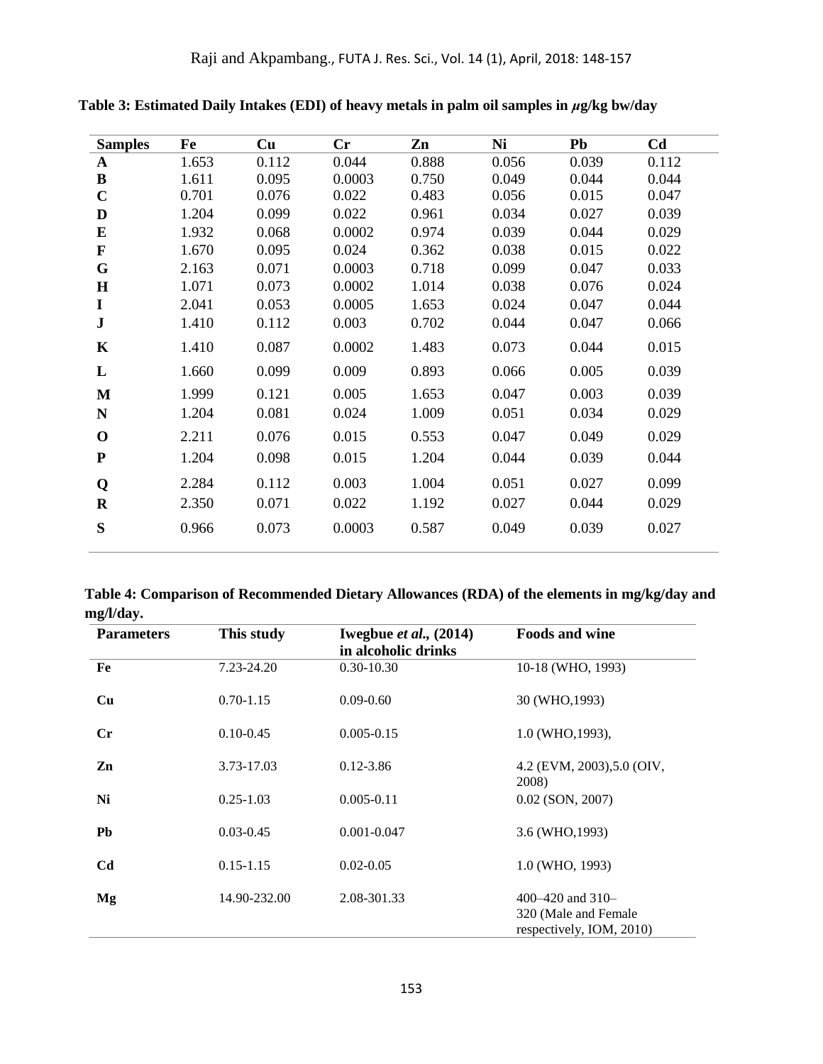**Table 3: Estimated Daily Intakes (EDI) of heavy metals in palm oil samples in $\mu$g/kg bw/day**

| Samples | Fe | Cu | Cr | Zn | Ni | Pb | Cd |
|---|---|---|---|---|---|---|---|
| **A** | 1.653 | 0.112 | 0.044 | 0.888 | 0.056 | 0.039 | 0.112 |
| **B** | 1.611 | 0.095 | 0.0003 | 0.750 | 0.049 | 0.044 | 0.044 |
| **C** | 0.701 | 0.076 | 0.022 | 0.483 | 0.056 | 0.015 | 0.047 |
| **D** | 1.204 | 0.099 | 0.022 | 0.961 | 0.034 | 0.027 | 0.039 |
| **E** | 1.932 | 0.068 | 0.0002 | 0.974 | 0.039 | 0.044 | 0.029 |
| **F** | 1.670 | 0.095 | 0.024 | 0.362 | 0.038 | 0.015 | 0.022 |
| **G** | 2.163 | 0.071 | 0.0003 | 0.718 | 0.099 | 0.047 | 0.033 |
| **H** | 1.071 | 0.073 | 0.0002 | 1.014 | 0.038 | 0.076 | 0.024 |
| **I** | 2.041 | 0.053 | 0.0005 | 1.653 | 0.024 | 0.047 | 0.044 |
| **J** | 1.410 | 0.112 | 0.003 | 0.702 | 0.044 | 0.047 | 0.066 |
| **K** | 1.410 | 0.087 | 0.0002 | 1.483 | 0.073 | 0.044 | 0.015 |
| **L** | 1.660 | 0.099 | 0.009 | 0.893 | 0.066 | 0.005 | 0.039 |
| **M** | 1.999 | 0.121 | 0.005 | 1.653 | 0.047 | 0.003 | 0.039 |
| **N** | 1.204 | 0.081 | 0.024 | 1.009 | 0.051 | 0.034 | 0.029 |
| **O** | 2.211 | 0.076 | 0.015 | 0.553 | 0.047 | 0.049 | 0.029 |
| **P** | 1.204 | 0.098 | 0.015 | 1.204 | 0.044 | 0.039 | 0.044 |
| **Q** | 2.284 | 0.112 | 0.003 | 1.004 | 0.051 | 0.027 | 0.099 |
| **R** | 2.350 | 0.071 | 0.022 | 1.192 | 0.027 | 0.044 | 0.029 |
| **S** | 0.966 | 0.073 | 0.0003 | 0.587 | 0.049 | 0.039 | 0.027 |

**Table 4: Comparison of Recommended Dietary Allowances (RDA) of the elements in mg/kg/day and mg/l/day.**

| Parameters | This study | Iwegbue *et al.,* (2014) in alcoholic drinks | Foods and wine |
|---|---|---|---|
| **Fe** | 7.23-24.20 | 0.30-10.30 | 10-18 (WHO, 1993) |
| **Cu** | 0.70-1.15 | 0.09-0.60 | 30 (WHO,1993) |
| **Cr** | 0.10-0.45 | 0.005-0.15 | 1.0 (WHO,1993), |
| **Zn** | 3.73-17.03 | 0.12-3.86 | 4.2 (EVM, 2003),5.0 (OIV, 2008) |
| **Ni** | 0.25-1.03 | 0.005-0.11 | 0.02 (SON, 2007) |
| **Pb** | 0.03-0.45 | 0.001-0.047 | 3.6 (WHO,1993) |
| **Cd** | 0.15-1.15 | 0.02-0.05 | 1.0 (WHO, 1993) |
| **Mg** | 14.90-232.00 | 2.08-301.33 | 400–420 and 310–320 (Male and Female respectively, IOM, 2010) |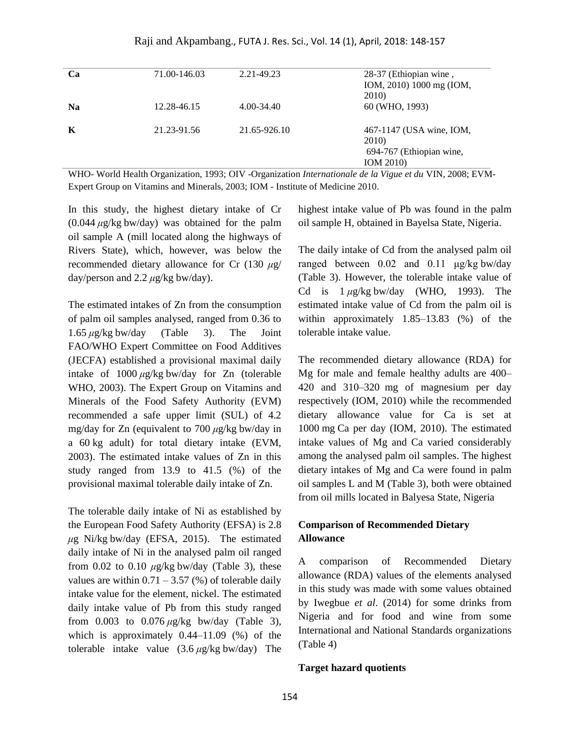| | | | |
|---|---|---|---|
| **Ca** | 71.00-146.03 | 2.21-49.23 | 28-37 (Ethiopian wine , IOM, 2010) 1000 mg (IOM, 2010) |
| **Na** | 12.28-46.15 | 4.00-34.40 | 60 (WHO, 1993) |
| **K** | 21.23-91.56 | 21.65-926.10 | 467-1147 (USA wine, IOM, 2010) 694-767 (Ethiopian wine, IOM 2010) |

WHO- World Health Organization, 1993; OIV -Organization *Internationale de la Vigue et du* VIN, 2008; EVM- Expert Group on Vitamins and Minerals, 2003; IOM - Institute of Medicine 2010.

In this study, the highest dietary intake of Cr (0.044 $\mu$g/kg bw/day) was obtained for the palm oil sample A (mill located along the highways of Rivers State), which, however, was below the recommended dietary allowance for Cr (130 $\mu$g/ day/person and 2.2 $\mu$g/kg bw/day).

The estimated intakes of Zn from the consumption of palm oil samples analysed, ranged from 0.36 to 1.65 $\mu$g/kg bw/day (Table 3). The Joint FAO/WHO Expert Committee on Food Additives (JECFA) established a provisional maximal daily intake of 1000 $\mu$g/kg bw/day for Zn (tolerable WHO, 2003). The Expert Group on Vitamins and Minerals of the Food Safety Authority (EVM) recommended a safe upper limit (SUL) of 4.2 mg/day for Zn (equivalent to 700 $\mu$g/kg bw/day in a 60 kg adult) for total dietary intake (EVM, 2003). The estimated intake values of Zn in this study ranged from 13.9 to 41.5 (%) of the provisional maximal tolerable daily intake of Zn.

The tolerable daily intake of Ni as established by the European Food Safety Authority (EFSA) is 2.8 $\mu$g Ni/kg bw/day (EFSA, 2015). The estimated daily intake of Ni in the analysed palm oil ranged from 0.02 to 0.10 $\mu$g/kg bw/day (Table 3), these values are within 0.71 – 3.57 (%) of tolerable daily intake value for the element, nickel. The estimated daily intake value of Pb from this study ranged from 0.003 to 0.076 $\mu$g/kg bw/day (Table 3), which is approximately 0.44–11.09 (%) of the tolerable intake value (3.6 $\mu$g/kg bw/day) The highest intake value of Pb was found in the palm oil sample H, obtained in Bayelsa State, Nigeria.

The daily intake of Cd from the analysed palm oil ranged between 0.02 and 0.11 μg/kg bw/day (Table 3). However, the tolerable intake value of Cd is 1 $\mu$g/kg bw/day (WHO, 1993). The estimated intake value of Cd from the palm oil is within approximately 1.85–13.83 (%) of the tolerable intake value.

The recommended dietary allowance (RDA) for Mg for male and female healthy adults are 400–420 and 310–320 mg of magnesium per day respectively (IOM, 2010) while the recommended dietary allowance value for Ca is set at 1000 mg Ca per day (IOM, 2010). The estimated intake values of Mg and Ca varied considerably among the analysed palm oil samples. The highest dietary intakes of Mg and Ca were found in palm oil samples L and M (Table 3), both were obtained from oil mills located in Balyesa State, Nigeria

**Comparison of Recommended Dietary Allowance**

A comparison of Recommended Dietary allowance (RDA) values of the elements analysed in this study was made with some values obtained by Iwegbue *et al*. (2014) for some drinks from Nigeria and for food and wine from some International and National Standards organizations (Table 4)

**Target hazard quotients**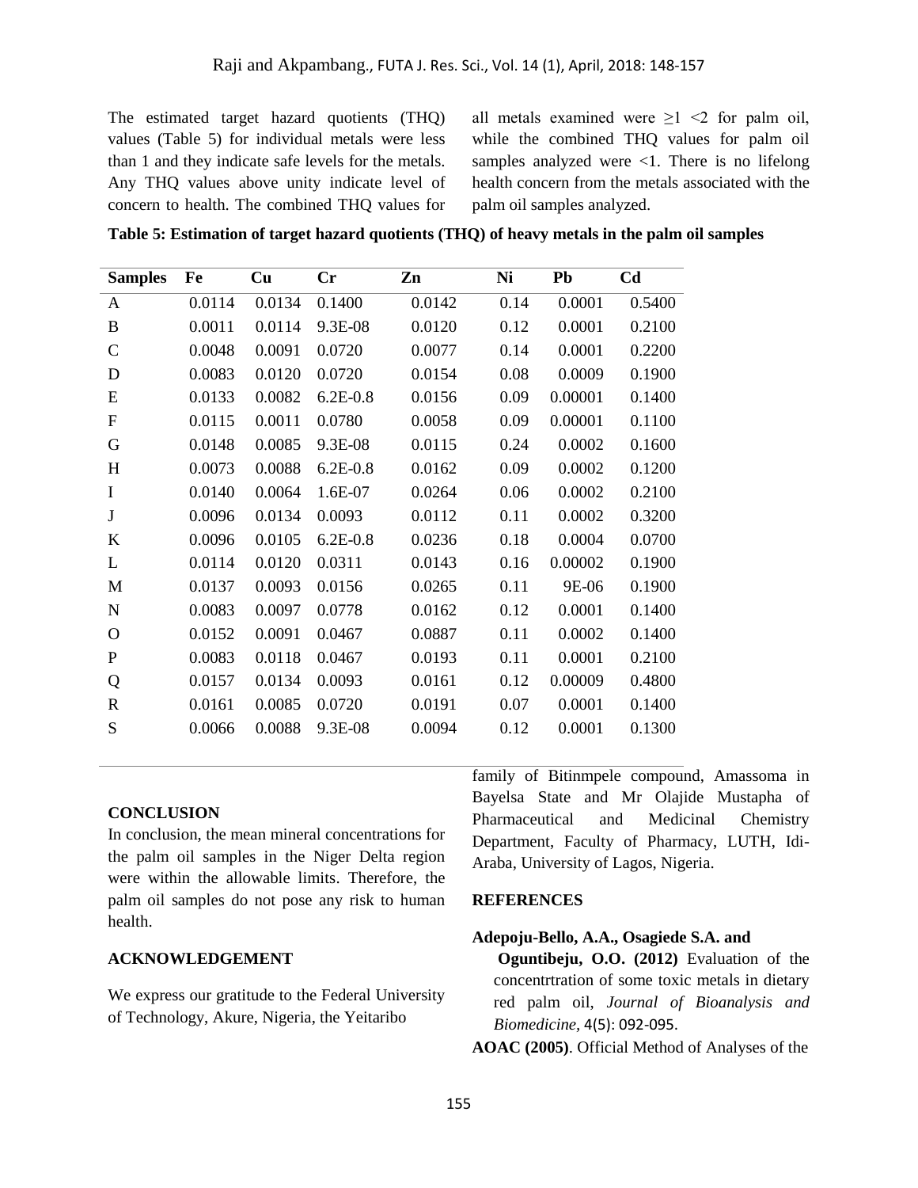The estimated target hazard quotients (THQ) values (Table 5) for individual metals were less than 1 and they indicate safe levels for the metals. Any THQ values above unity indicate level of concern to health. The combined THQ values for all metals examined were ≥1 <2 for palm oil, while the combined THQ values for palm oil samples analyzed were <1. There is no lifelong health concern from the metals associated with the palm oil samples analyzed.

**Table 5: Estimation of target hazard quotients (THQ) of heavy metals in the palm oil samples**

| Samples | Fe | Cu | Cr | Zn | Ni | Pb | Cd |
|---|---|---|---|---|---|---|---|
| A | 0.0114 | 0.0134 | 0.1400 | 0.0142 | 0.14 | 0.0001 | 0.5400 |
| B | 0.0011 | 0.0114 | 9.3E-08 | 0.0120 | 0.12 | 0.0001 | 0.2100 |
| C | 0.0048 | 0.0091 | 0.0720 | 0.0077 | 0.14 | 0.0001 | 0.2200 |
| D | 0.0083 | 0.0120 | 0.0720 | 0.0154 | 0.08 | 0.0009 | 0.1900 |
| E | 0.0133 | 0.0082 | 6.2E-0.8 | 0.0156 | 0.09 | 0.00001 | 0.1400 |
| F | 0.0115 | 0.0011 | 0.0780 | 0.0058 | 0.09 | 0.00001 | 0.1100 |
| G | 0.0148 | 0.0085 | 9.3E-08 | 0.0115 | 0.24 | 0.0002 | 0.1600 |
| H | 0.0073 | 0.0088 | 6.2E-0.8 | 0.0162 | 0.09 | 0.0002 | 0.1200 |
| I | 0.0140 | 0.0064 | 1.6E-07 | 0.0264 | 0.06 | 0.0002 | 0.2100 |
| J | 0.0096 | 0.0134 | 0.0093 | 0.0112 | 0.11 | 0.0002 | 0.3200 |
| K | 0.0096 | 0.0105 | 6.2E-0.8 | 0.0236 | 0.18 | 0.0004 | 0.0700 |
| L | 0.0114 | 0.0120 | 0.0311 | 0.0143 | 0.16 | 0.00002 | 0.1900 |
| M | 0.0137 | 0.0093 | 0.0156 | 0.0265 | 0.11 | 9E-06 | 0.1900 |
| N | 0.0083 | 0.0097 | 0.0778 | 0.0162 | 0.12 | 0.0001 | 0.1400 |
| O | 0.0152 | 0.0091 | 0.0467 | 0.0887 | 0.11 | 0.0002 | 0.1400 |
| P | 0.0083 | 0.0118 | 0.0467 | 0.0193 | 0.11 | 0.0001 | 0.2100 |
| Q | 0.0157 | 0.0134 | 0.0093 | 0.0161 | 0.12 | 0.00009 | 0.4800 |
| R | 0.0161 | 0.0085 | 0.0720 | 0.0191 | 0.07 | 0.0001 | 0.1400 |
| S | 0.0066 | 0.0088 | 9.3E-08 | 0.0094 | 0.12 | 0.0001 | 0.1300 |

## CONCLUSION

In conclusion, the mean mineral concentrations for the palm oil samples in the Niger Delta region were within the allowable limits. Therefore, the palm oil samples do not pose any risk to human health.

## ACKNOWLEDGEMENT

We express our gratitude to the Federal University of Technology, Akure, Nigeria, the Yeitaribo family of Bitinmpele compound, Amassoma in Bayelsa State and Mr Olajide Mustapha of Pharmaceutical and Medicinal Chemistry Department, Faculty of Pharmacy, LUTH, Idi-Araba, University of Lagos, Nigeria.

## REFERENCES

**Adepoju-Bello, A.A., Osagiede S.A. and Oguntibeju, O.O. (2012)** Evaluation of the concentrtration of some toxic metals in dietary red palm oil, *Journal of Bioanalysis and Biomedicine*, 4(5): 092-095.

**AOAC (2005)**. Official Method of Analyses of the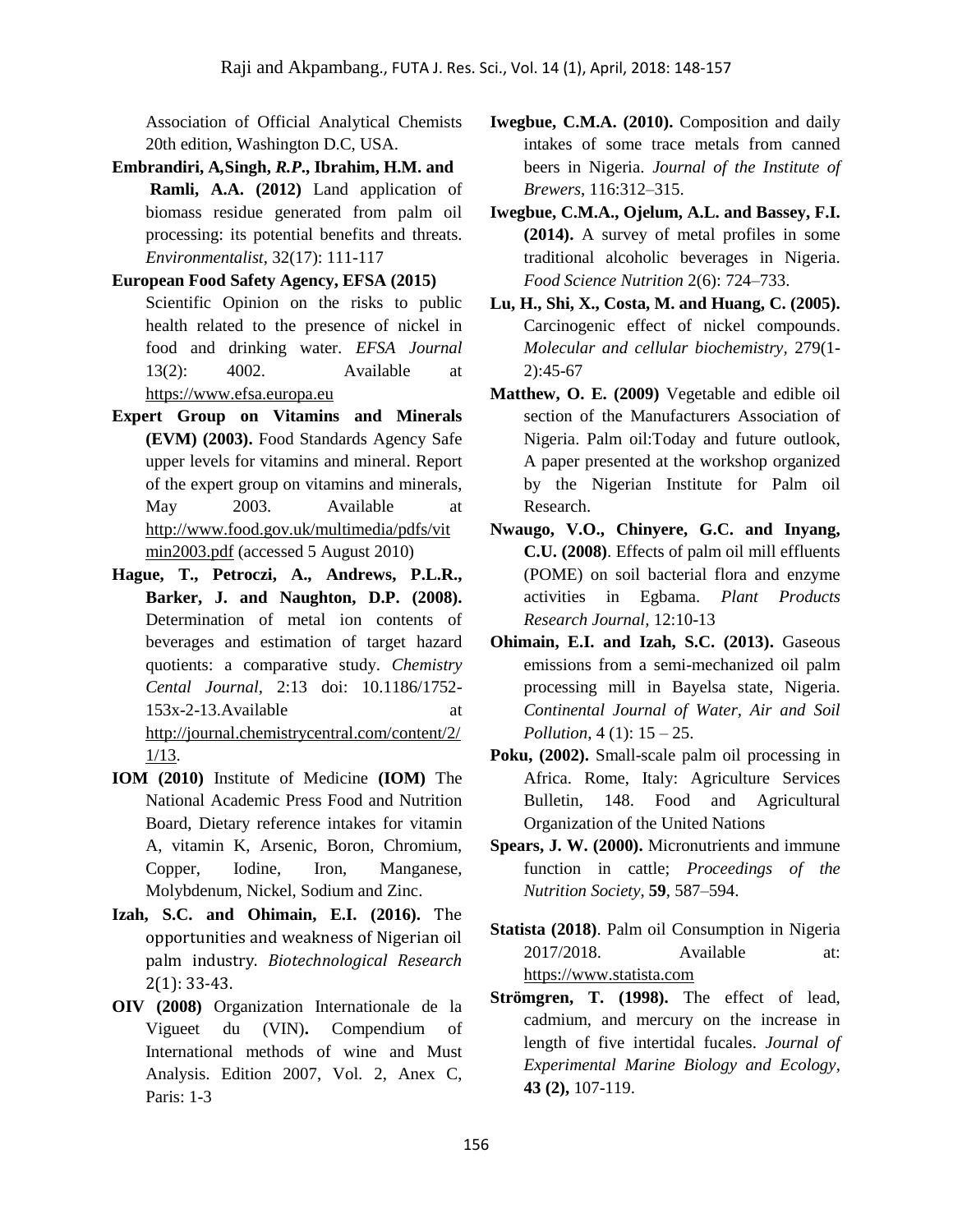Association of Official Analytical Chemists 20th edition, Washington D.C, USA.

**Embrandiri, A, Singh, *R.P.*, Ibrahim, H.M. and Ramli, A.A. (2012)** Land application of biomass residue generated from palm oil processing: its potential benefits and threats. *Environmentalist*, 32(17): 111-117

**European Food Safety Agency, EFSA (2015)** Scientific Opinion on the risks to public health related to the presence of nickel in food and drinking water. *EFSA Journal* 13(2): 4002. Available at https://www.efsa.europa.eu

**Expert Group on Vitamins and Minerals (EVM) (2003).** Food Standards Agency Safe upper levels for vitamins and mineral. Report of the expert group on vitamins and minerals, May 2003. Available at http://www.food.gov.uk/multimedia/pdfs/vitmin2003.pdf (accessed 5 August 2010)

**Hague, T., Petroczi, A., Andrews, P.L.R., Barker, J. and Naughton, D.P. (2008).** Determination of metal ion contents of beverages and estimation of target hazard quotients: a comparative study. *Chemistry Cental Journal*, 2:13 doi: 10.1186/1752-153x-2-13.Available at http://journal.chemistrycentral.com/content/2/1/13.

**IOM (2010)** Institute of Medicine **(IOM)** The National Academic Press Food and Nutrition Board, Dietary reference intakes for vitamin A, vitamin K, Arsenic, Boron, Chromium, Copper, Iodine, Iron, Manganese, Molybdenum, Nickel, Sodium and Zinc.

**Izah, S.C. and Ohimain, E.I. (2016).** The opportunities and weakness of Nigerian oil palm industry. *Biotechnological Research* 2(1): 33-43.

**OIV (2008)** Organization Internationale de la Vigueet du (VIN)**.** Compendium of International methods of wine and Must Analysis. Edition 2007, Vol. 2, Anex C, Paris: 1-3

**Iwegbue, C.M.A. (2010).** Composition and daily intakes of some trace metals from canned beers in Nigeria. *Journal of the Institute of Brewers*, 116:312–315.

**Iwegbue, C.M.A., Ojelum, A.L. and Bassey, F.I. (2014).** A survey of metal profiles in some traditional alcoholic beverages in Nigeria. *Food Science Nutrition* 2(6): 724–733.

**Lu, H., Shi, X., Costa, M. and Huang, C. (2005).** Carcinogenic effect of nickel compounds. *Molecular and cellular biochemistry*, 279(1-2):45-67

**Matthew, O. E. (2009)** Vegetable and edible oil section of the Manufacturers Association of Nigeria. Palm oil:Today and future outlook, A paper presented at the workshop organized by the Nigerian Institute for Palm oil Research.

**Nwaugo, V.O., Chinyere, G.C. and Inyang, C.U. (2008)**. Effects of palm oil mill effluents (POME) on soil bacterial flora and enzyme activities in Egbama. *Plant Products Research Journal*, 12:10-13

**Ohimain, E.I. and Izah, S.C. (2013).** Gaseous emissions from a semi-mechanized oil palm processing mill in Bayelsa state, Nigeria. *Continental Journal of Water, Air and Soil Pollution*, 4 (1): 15 – 25.

**Poku, (2002).** Small-scale palm oil processing in Africa. Rome, Italy: Agriculture Services Bulletin, 148. Food and Agricultural Organization of the United Nations

**Spears, J. W. (2000).** Micronutrients and immune function in cattle; *Proceedings of the Nutrition Society*, **59**, 587–594.

**Statista (2018)**. Palm oil Consumption in Nigeria 2017/2018. Available at: https://www.statista.com

**Strömgren, T. (1998).** The effect of lead, cadmium, and mercury on the increase in length of five intertidal fucales. *Journal of Experimental Marine Biology and Ecology*, **43 (2),** 107-119.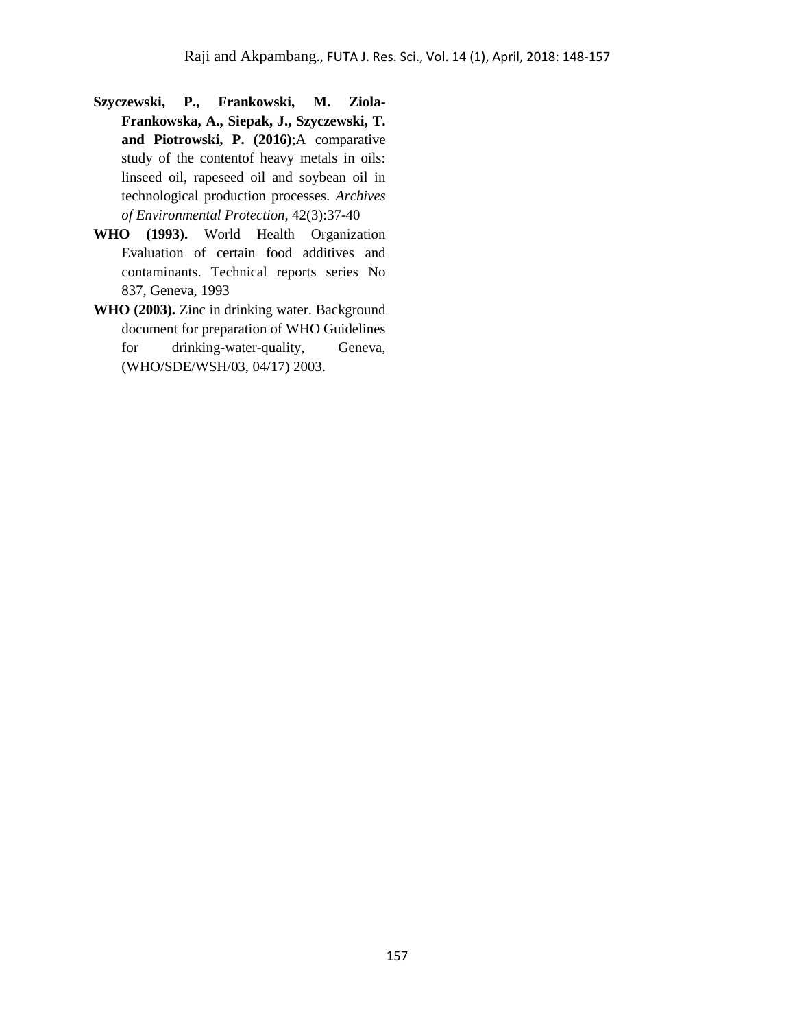**Szyczewski, P., Frankowski, M. Ziola-Frankowska, A., Siepak, J., Szyczewski, T. and Piotrowski, P. (2016)**;A comparative study of the contentof heavy metals in oils: linseed oil, rapeseed oil and soybean oil in technological production processes. *Archives of Environmental Protection*, 42(3):37-40

**WHO (1993).** World Health Organization Evaluation of certain food additives and contaminants. Technical reports series No 837, Geneva, 1993

**WHO (2003).** Zinc in drinking water. Background document for preparation of WHO Guidelines for drinking-water-quality, Geneva, (WHO/SDE/WSH/03, 04/17) 2003.